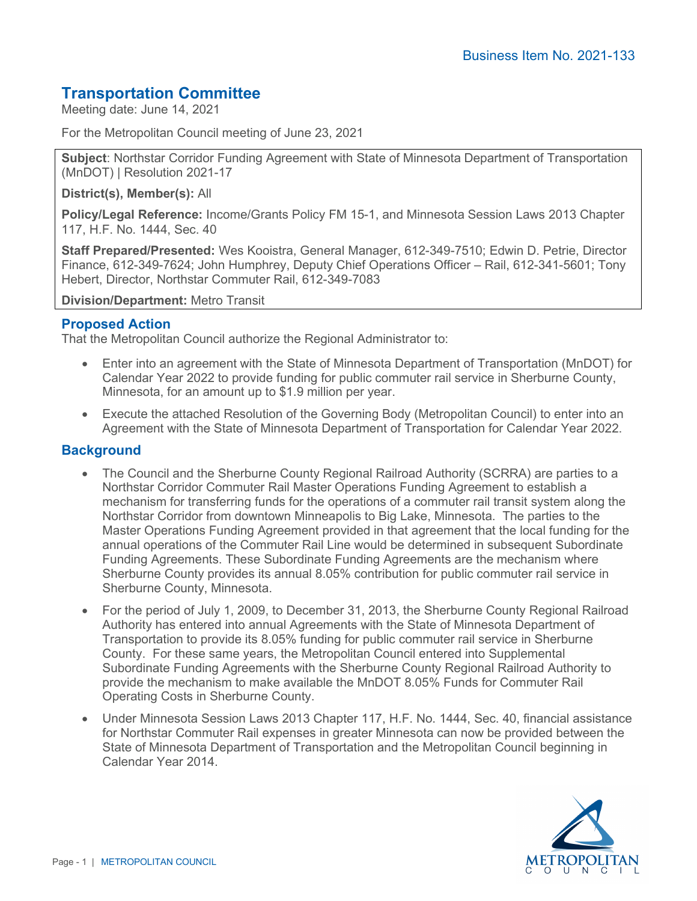Business Item No. 2021-133

# Transportation Committee

Meeting date: June 14, 2021

For the Metropolitan Council meeting of June 23, 2021

**Subject**: Northstar Corridor Funding Agreement with State of Minnesota Department of Transportation (MnDOT) | Resolution 2021-17

**District(s), Member(s):** All

**Policy/Legal Reference:** Income/Grants Policy FM 15-1, and Minnesota Session Laws 2013 Chapter 117, H.F. No. 1444, Sec. 40

**Staff Prepared/Presented:** Wes Kooistra, General Manager, 612-349-7510; Edwin D. Petrie, Director Finance, 612-349-7624; John Humphrey, Deputy Chief Operations Officer – Rail, 612-341-5601; Tony Hebert, Director, Northstar Commuter Rail, 612-349-7083

**Division/Department:** Metro Transit

## Proposed Action

That the Metropolitan Council authorize the Regional Administrator to:

- Enter into an agreement with the State of Minnesota Department of Transportation (MnDOT) for Calendar Year 2022 to provide funding for public commuter rail service in Sherburne County, Minnesota, for an amount up to $1.9 million per year.
- Execute the attached Resolution of the Governing Body (Metropolitan Council) to enter into an Agreement with the State of Minnesota Department of Transportation for Calendar Year 2022.

## Background

- The Council and the Sherburne County Regional Railroad Authority (SCRRA) are parties to a Northstar Corridor Commuter Rail Master Operations Funding Agreement to establish a mechanism for transferring funds for the operations of a commuter rail transit system along the Northstar Corridor from downtown Minneapolis to Big Lake, Minnesota. The parties to the Master Operations Funding Agreement provided in that agreement that the local funding for the annual operations of the Commuter Rail Line would be determined in subsequent Subordinate Funding Agreements. These Subordinate Funding Agreements are the mechanism where Sherburne County provides its annual 8.05% contribution for public commuter rail service in Sherburne County, Minnesota.
- For the period of July 1, 2009, to December 31, 2013, the Sherburne County Regional Railroad Authority has entered into annual Agreements with the State of Minnesota Department of Transportation to provide its 8.05% funding for public commuter rail service in Sherburne County. For these same years, the Metropolitan Council entered into Supplemental Subordinate Funding Agreements with the Sherburne County Regional Railroad Authority to provide the mechanism to make available the MnDOT 8.05% Funds for Commuter Rail Operating Costs in Sherburne County.
- Under Minnesota Session Laws 2013 Chapter 117, H.F. No. 1444, Sec. 40, financial assistance for Northstar Commuter Rail expenses in greater Minnesota can now be provided between the State of Minnesota Department of Transportation and the Metropolitan Council beginning in Calendar Year 2014.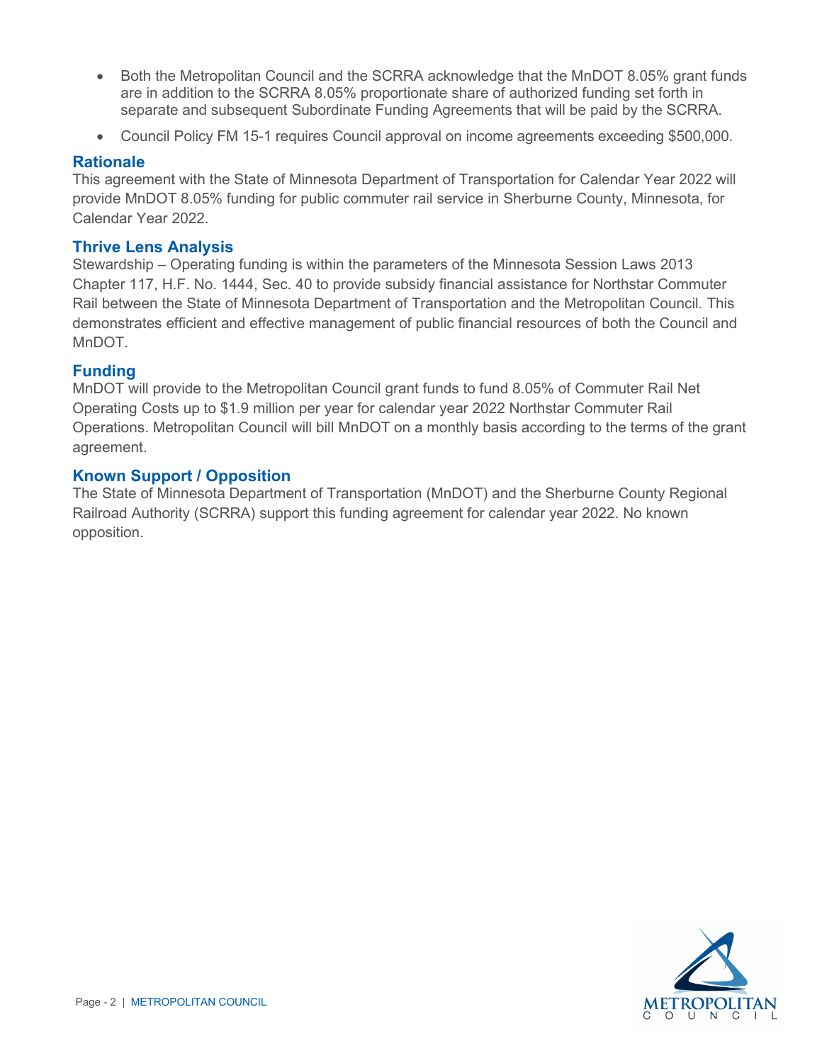- Both the Metropolitan Council and the SCRRA acknowledge that the MnDOT 8.05% grant funds are in addition to the SCRRA 8.05% proportionate share of authorized funding set forth in separate and subsequent Subordinate Funding Agreements that will be paid by the SCRRA.
- Council Policy FM 15-1 requires Council approval on income agreements exceeding $500,000.

## Rationale

This agreement with the State of Minnesota Department of Transportation for Calendar Year 2022 will provide MnDOT 8.05% funding for public commuter rail service in Sherburne County, Minnesota, for Calendar Year 2022.

## Thrive Lens Analysis

Stewardship – Operating funding is within the parameters of the Minnesota Session Laws 2013 Chapter 117, H.F. No. 1444, Sec. 40 to provide subsidy financial assistance for Northstar Commuter Rail between the State of Minnesota Department of Transportation and the Metropolitan Council. This demonstrates efficient and effective management of public financial resources of both the Council and MnDOT.

## Funding

MnDOT will provide to the Metropolitan Council grant funds to fund 8.05% of Commuter Rail Net Operating Costs up to $1.9 million per year for calendar year 2022 Northstar Commuter Rail Operations. Metropolitan Council will bill MnDOT on a monthly basis according to the terms of the grant agreement.

## Known Support / Opposition

The State of Minnesota Department of Transportation (MnDOT) and the Sherburne County Regional Railroad Authority (SCRRA) support this funding agreement for calendar year 2022. No known opposition.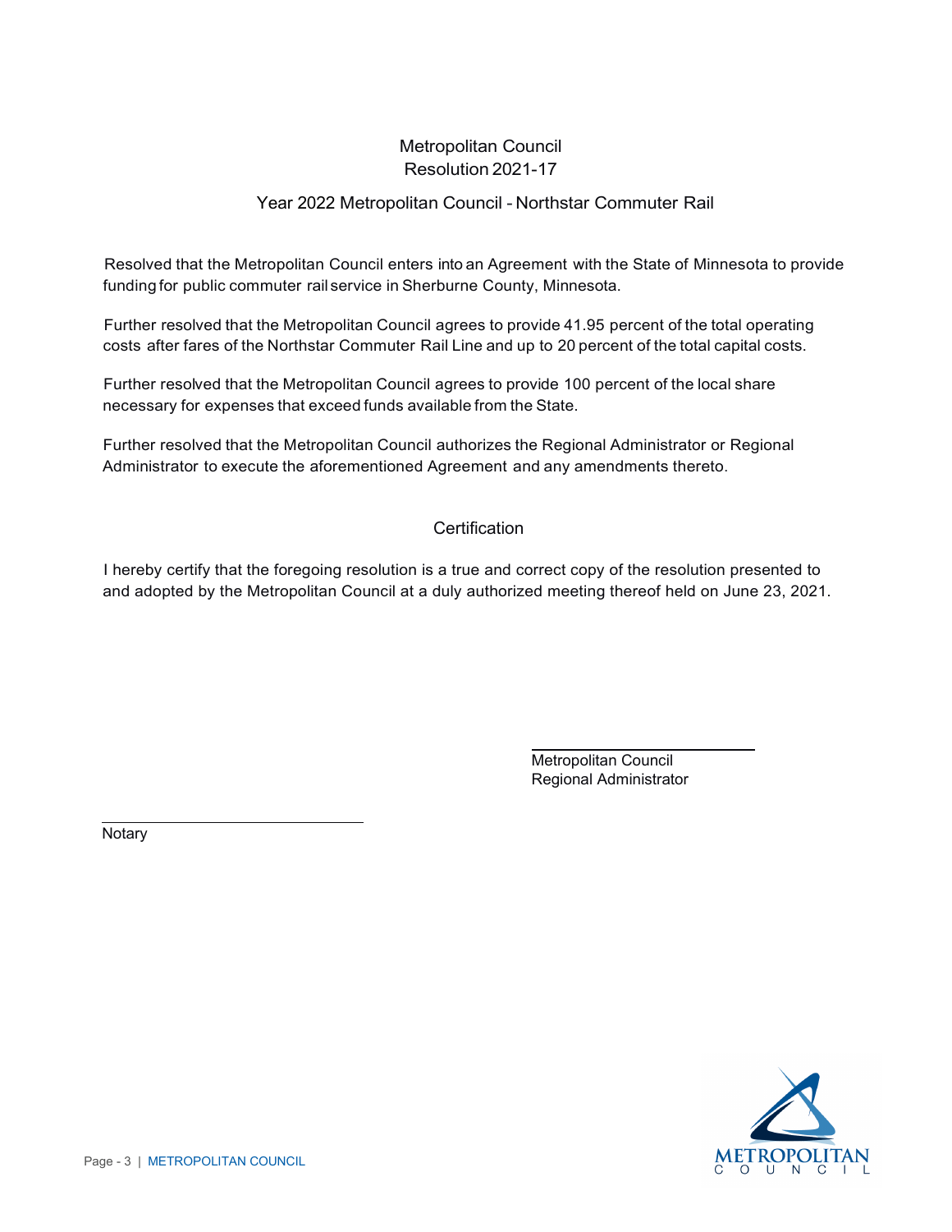# Metropolitan Council
# Resolution 2021-17

## Year 2022 Metropolitan Council - Northstar Commuter Rail

Resolved that the Metropolitan Council enters into an Agreement with the State of Minnesota to provide funding for public commuter rail service in Sherburne County, Minnesota.

Further resolved that the Metropolitan Council agrees to provide 41.95 percent of the total operating costs after fares of the Northstar Commuter Rail Line and up to 20 percent of the total capital costs.

Further resolved that the Metropolitan Council agrees to provide 100 percent of the local share necessary for expenses that exceed funds available from the State.

Further resolved that the Metropolitan Council authorizes the Regional Administrator or Regional Administrator to execute the aforementioned Agreement and any amendments thereto.

## Certification

I hereby certify that the foregoing resolution is a true and correct copy of the resolution presented to and adopted by the Metropolitan Council at a duly authorized meeting thereof held on June 23, 2021.

\_\_\_\_\_\_\_\_\_\_\_\_\_\_\_\_\_\_\_\_\_\_\_\_\_\_
Metropolitan Council
Regional Administrator

\_\_\_\_\_\_\_\_\_\_\_\_\_\_\_\_\_\_\_\_\_\_\_\_\_\_
Notary